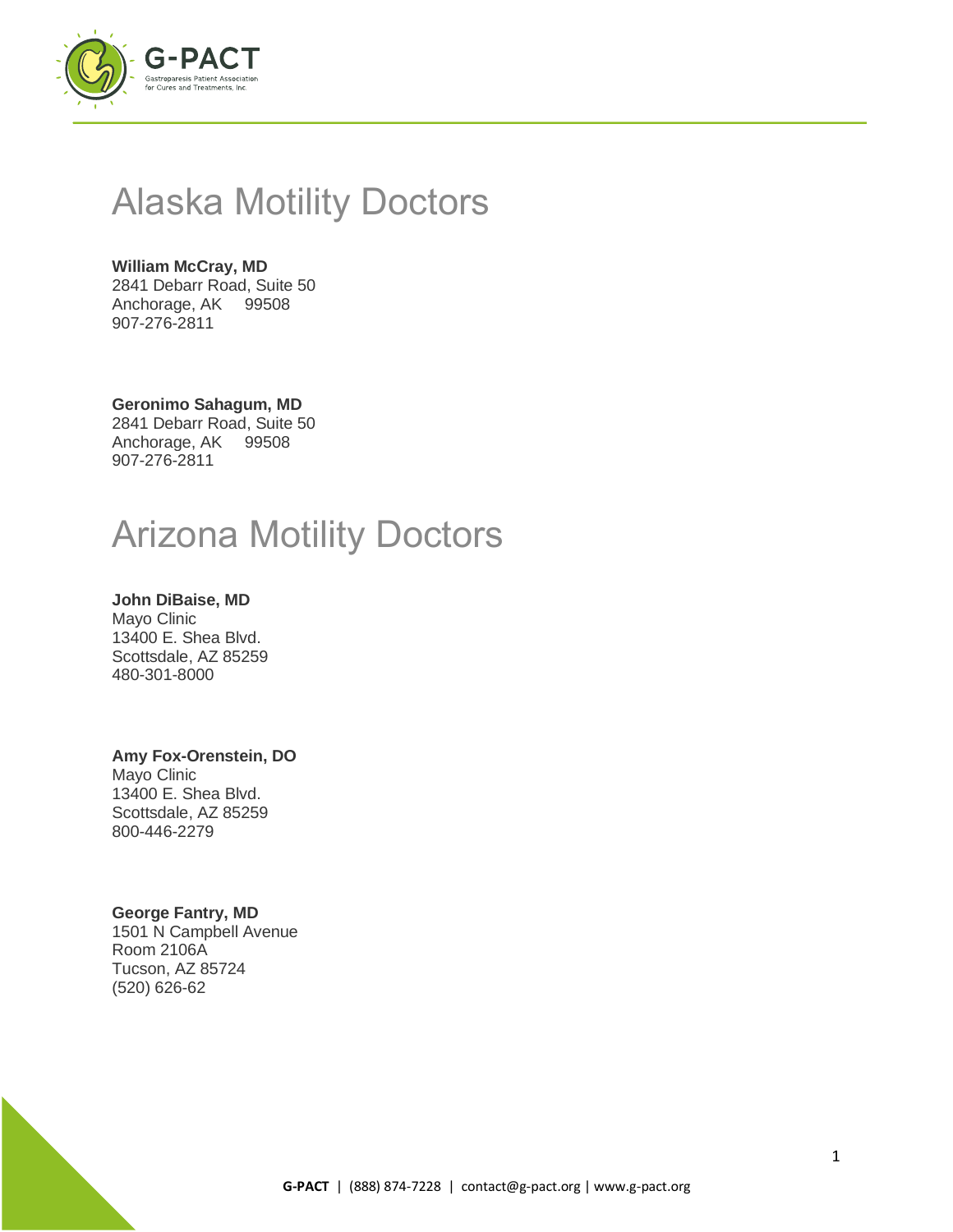# Alaska Motility Doctors

**William McCray, MD**
2841 Debarr Road, Suite 50
Anchorage, AK 99508
907-276-2811

**Geronimo Sahagum, MD**
2841 Debarr Road, Suite 50
Anchorage, AK 99508
907-276-2811

# Arizona Motility Doctors

**John DiBaise, MD**
Mayo Clinic
13400 E. Shea Blvd.
Scottsdale, AZ 85259
480-301-8000

**Amy Fox-Orenstein, DO**
Mayo Clinic
13400 E. Shea Blvd.
Scottsdale, AZ 85259
800-446-2279

**George Fantry, MD**
1501 N Campbell Avenue
Room 2106A
Tucson, AZ 85724
(520) 626-62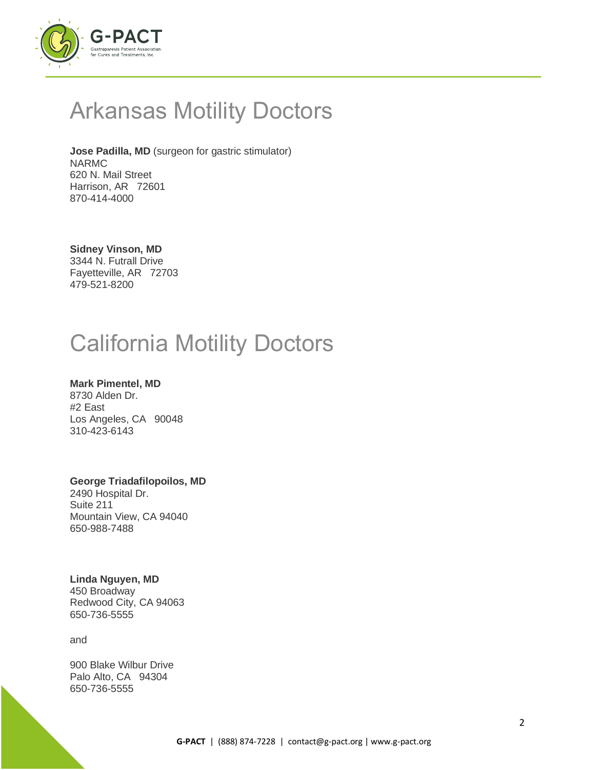# Arkansas Motility Doctors

**Jose Padilla, MD** (surgeon for gastric stimulator)
NARMC
620 N. Mail Street
Harrison, AR 72601
870-414-4000

**Sidney Vinson, MD**
3344 N. Futrall Drive
Fayetteville, AR 72703
479-521-8200

# California Motility Doctors

**Mark Pimentel, MD**
8730 Alden Dr.
#2 East
Los Angeles, CA 90048
310-423-6143

**George Triadafilopoilos, MD**
2490 Hospital Dr.
Suite 211
Mountain View, CA 94040
650-988-7488

**Linda Nguyen, MD**
450 Broadway
Redwood City, CA 94063
650-736-5555

and

900 Blake Wilbur Drive
Palo Alto, CA 94304
650-736-5555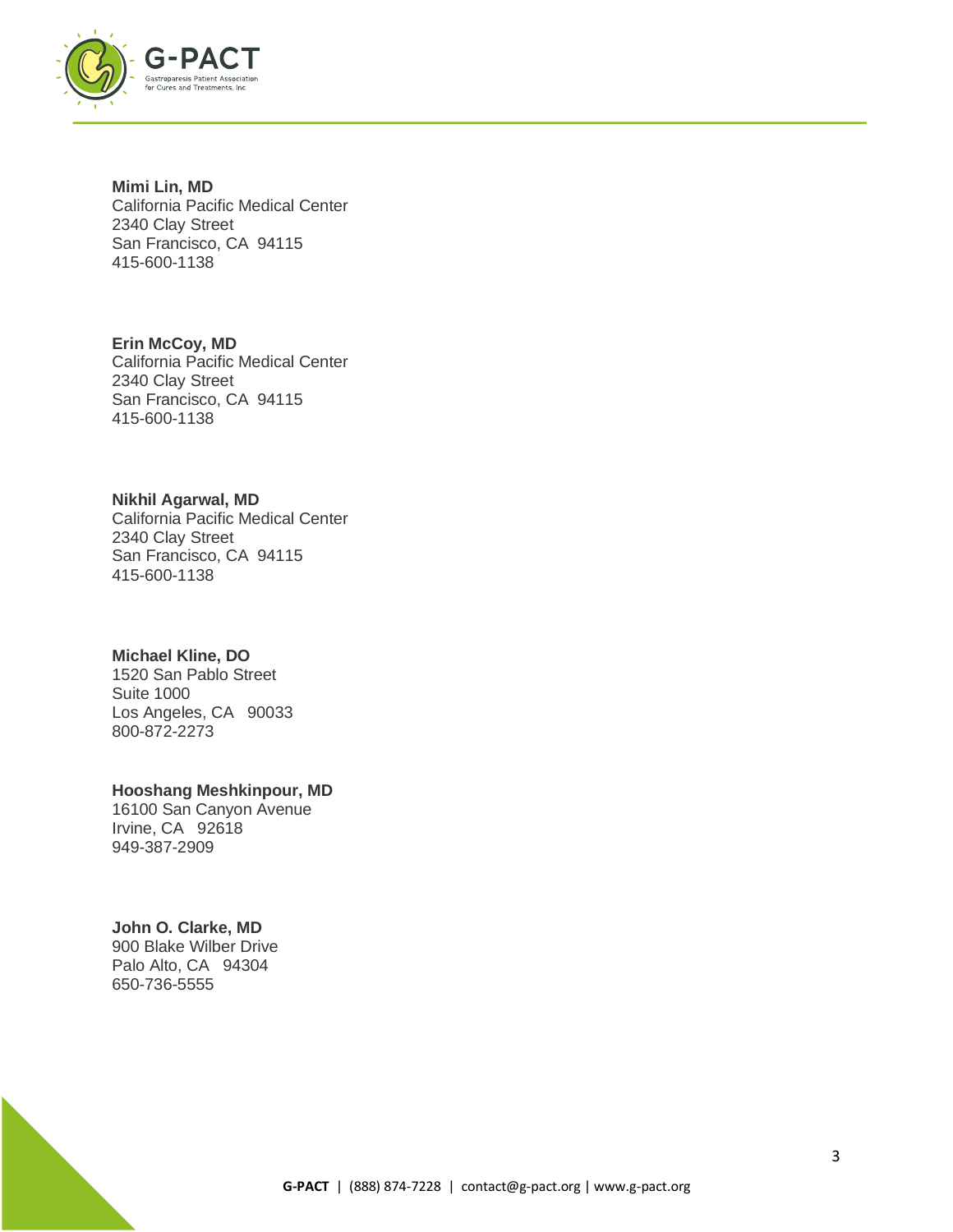**Mimi Lin, MD**
California Pacific Medical Center
2340 Clay Street
San Francisco, CA 94115
415-600-1138

**Erin McCoy, MD**
California Pacific Medical Center
2340 Clay Street
San Francisco, CA 94115
415-600-1138

**Nikhil Agarwal, MD**
California Pacific Medical Center
2340 Clay Street
San Francisco, CA 94115
415-600-1138

**Michael Kline, DO**
1520 San Pablo Street
Suite 1000
Los Angeles, CA 90033
800-872-2273

**Hooshang Meshkinpour, MD**
16100 San Canyon Avenue
Irvine, CA 92618
949-387-2909

**John O. Clarke, MD**
900 Blake Wilber Drive
Palo Alto, CA 94304
650-736-5555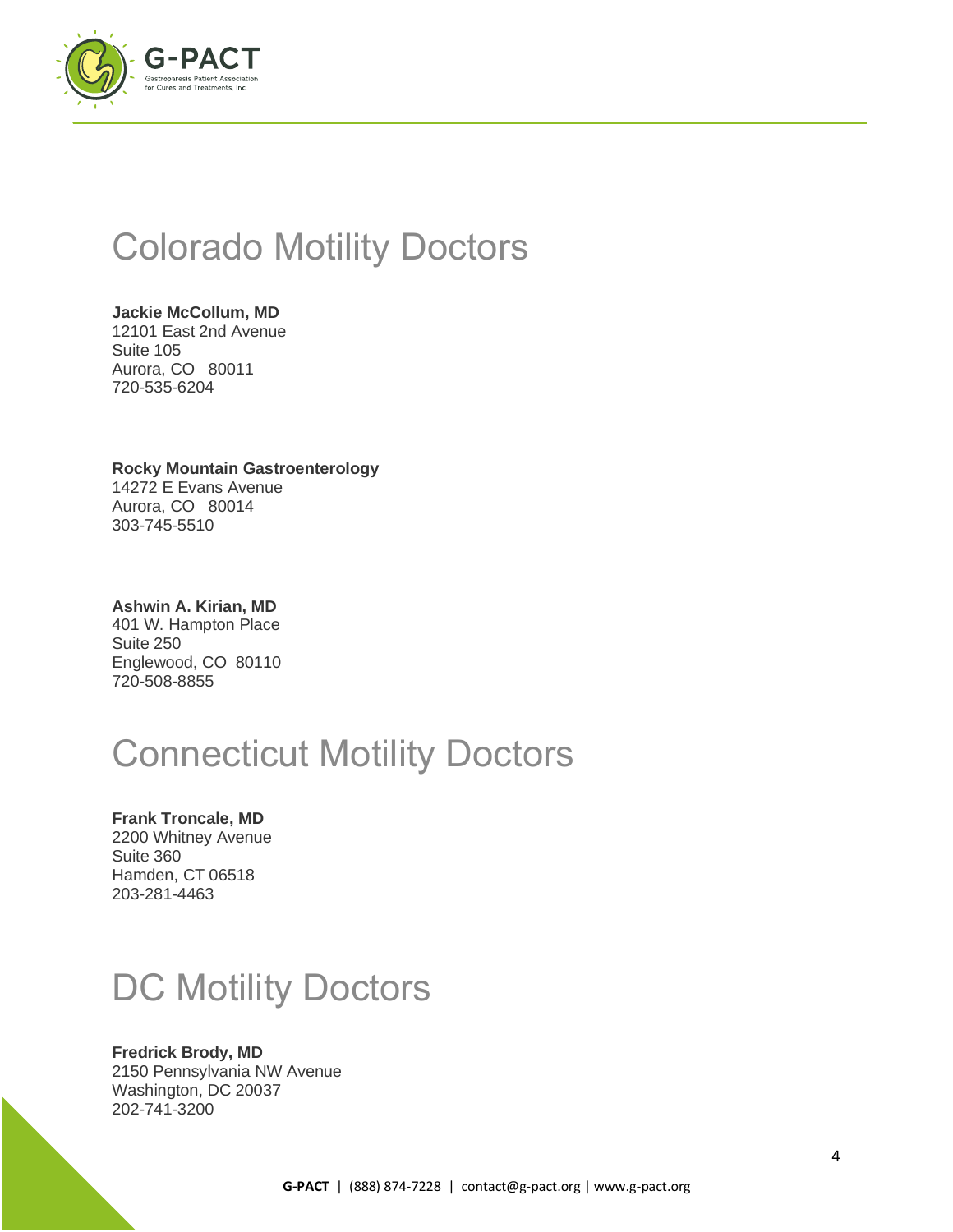# Colorado Motility Doctors

**Jackie McCollum, MD**
12101 East 2nd Avenue
Suite 105
Aurora, CO 80011
720-535-6204

**Rocky Mountain Gastroenterology**
14272 E Evans Avenue
Aurora, CO 80014
303-745-5510

**Ashwin A. Kirian, MD**
401 W. Hampton Place
Suite 250
Englewood, CO 80110
720-508-8855

# Connecticut Motility Doctors

**Frank Troncale, MD**
2200 Whitney Avenue
Suite 360
Hamden, CT 06518
203-281-4463

# DC Motility Doctors

**Fredrick Brody, MD**
2150 Pennsylvania NW Avenue
Washington, DC 20037
202-741-3200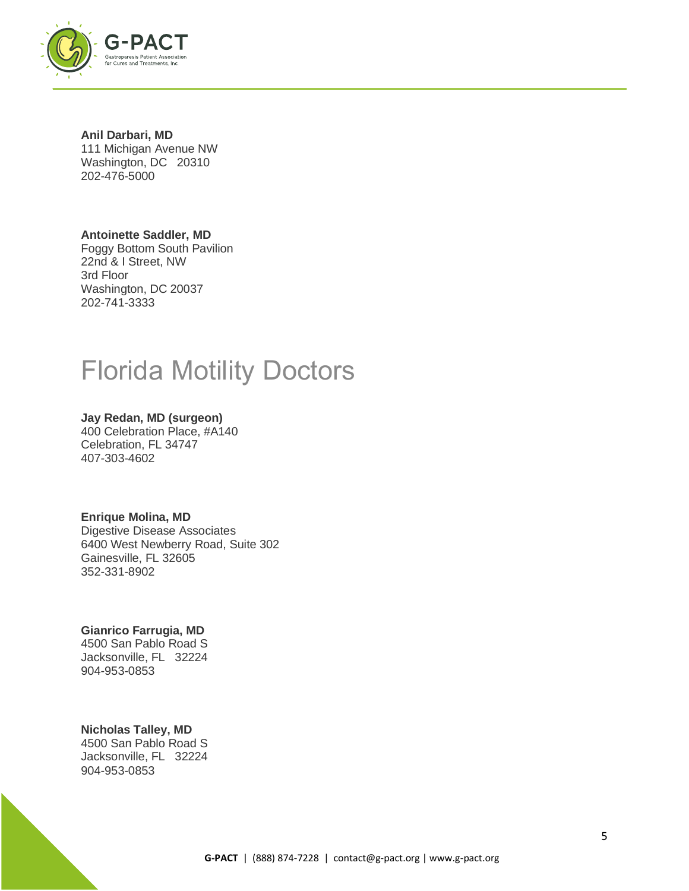**Anil Darbari, MD**
111 Michigan Avenue NW
Washington, DC 20310
202-476-5000

**Antoinette Saddler, MD**
Foggy Bottom South Pavilion
22nd & I Street, NW
3rd Floor
Washington, DC 20037
202-741-3333

# Florida Motility Doctors

**Jay Redan, MD (surgeon)**
400 Celebration Place, #A140
Celebration, FL 34747
407-303-4602

**Enrique Molina, MD**
Digestive Disease Associates
6400 West Newberry Road, Suite 302
Gainesville, FL 32605
352-331-8902

**Gianrico Farrugia, MD**
4500 San Pablo Road S
Jacksonville, FL 32224
904-953-0853

**Nicholas Talley, MD**
4500 San Pablo Road S
Jacksonville, FL 32224
904-953-0853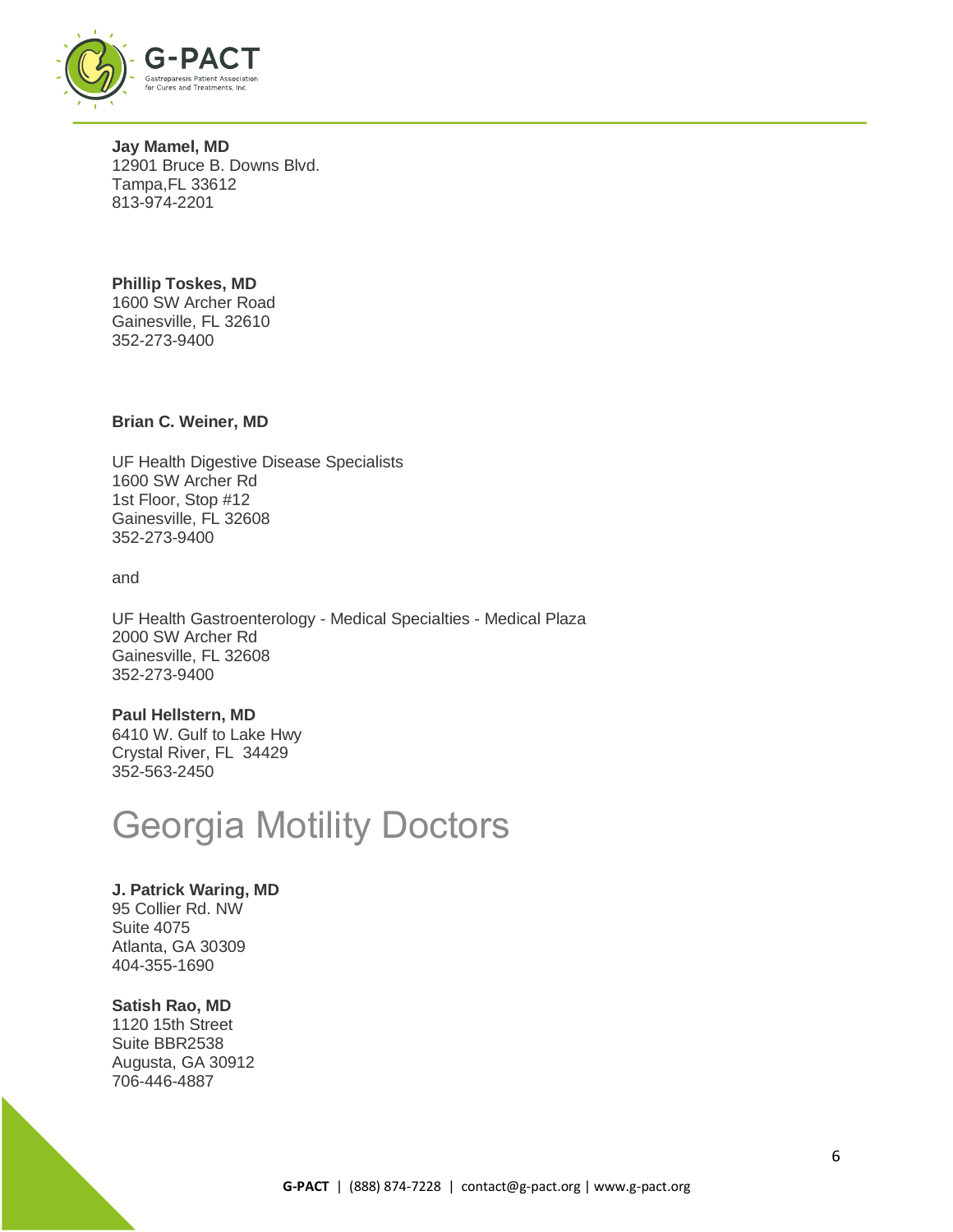**Jay Mamel, MD**
12901 Bruce B. Downs Blvd.
Tampa,FL 33612
813-974-2201

**Phillip Toskes, MD**
1600 SW Archer Road
Gainesville, FL 32610
352-273-9400

**Brian C. Weiner, MD**

UF Health Digestive Disease Specialists
1600 SW Archer Rd
1st Floor, Stop #12
Gainesville, FL 32608
352-273-9400

and

UF Health Gastroenterology - Medical Specialties - Medical Plaza
2000 SW Archer Rd
Gainesville, FL 32608
352-273-9400

**Paul Hellstern, MD**
6410 W. Gulf to Lake Hwy
Crystal River, FL 34429
352-563-2450

# Georgia Motility Doctors

**J. Patrick Waring, MD**
95 Collier Rd. NW
Suite 4075
Atlanta, GA 30309
404-355-1690

**Satish Rao, MD**
1120 15th Street
Suite BBR2538
Augusta, GA 30912
706-446-4887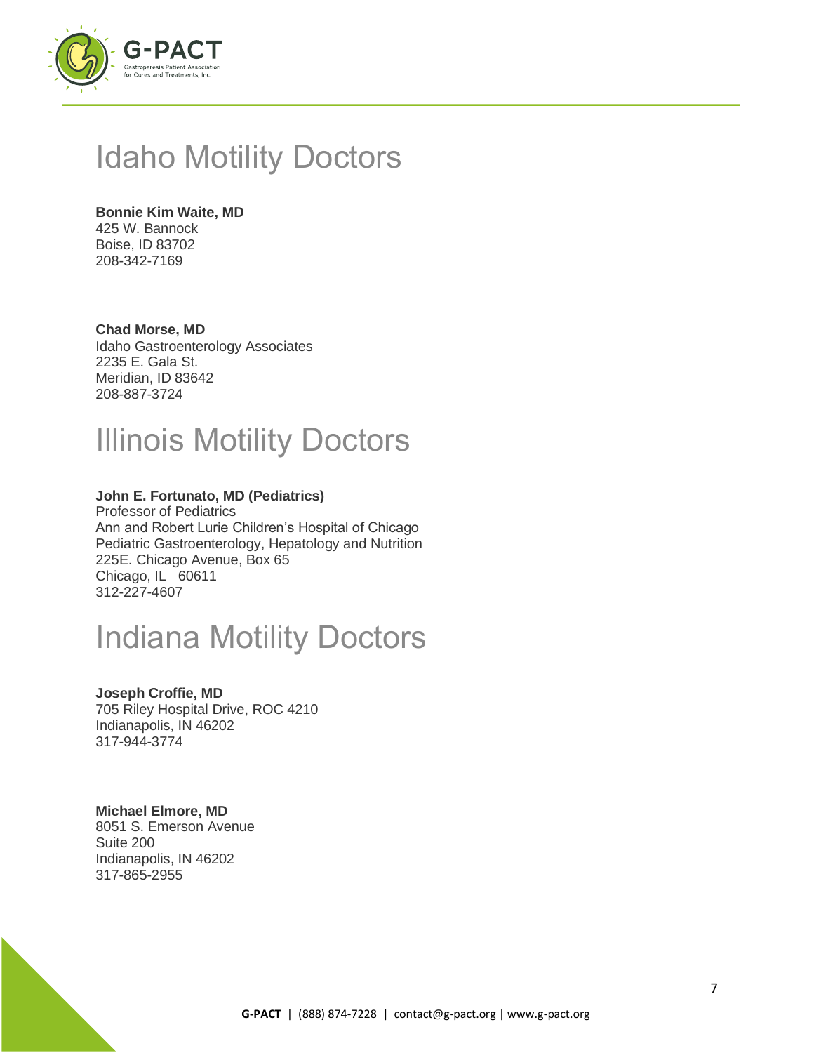# Idaho Motility Doctors

**Bonnie Kim Waite, MD**
425 W. Bannock
Boise, ID 83702
208-342-7169

**Chad Morse, MD**
Idaho Gastroenterology Associates
2235 E. Gala St.
Meridian, ID 83642
208-887-3724

# Illinois Motility Doctors

**John E. Fortunato, MD (Pediatrics)**
Professor of Pediatrics
Ann and Robert Lurie Children's Hospital of Chicago
Pediatric Gastroenterology, Hepatology and Nutrition
225E. Chicago Avenue, Box 65
Chicago, IL 60611
312-227-4607

# Indiana Motility Doctors

**Joseph Croffie, MD**
705 Riley Hospital Drive, ROC 4210
Indianapolis, IN 46202
317-944-3774

**Michael Elmore, MD**
8051 S. Emerson Avenue
Suite 200
Indianapolis, IN 46202
317-865-2955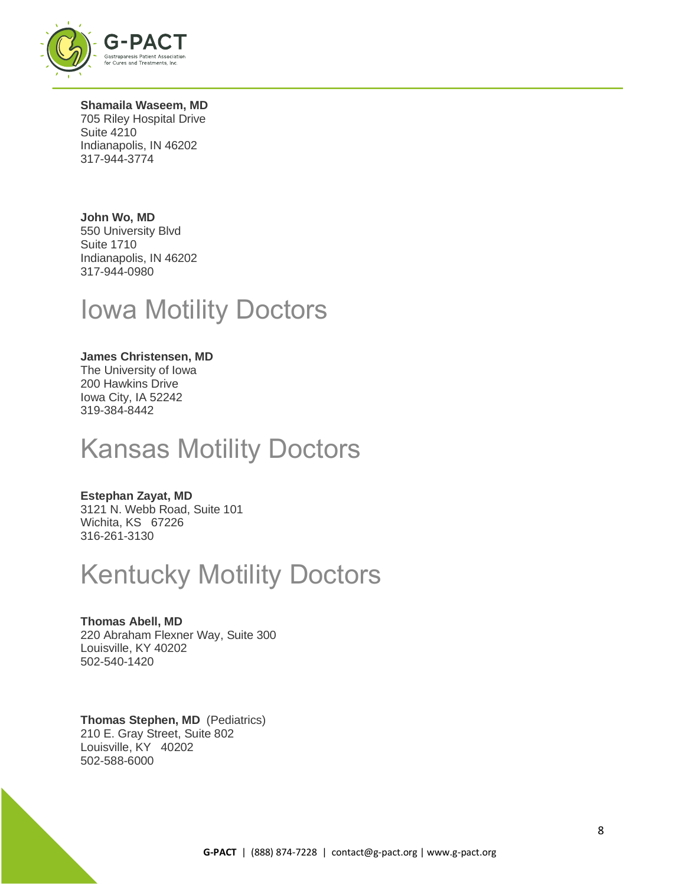**Shamaila Waseem, MD**
705 Riley Hospital Drive
Suite 4210
Indianapolis, IN 46202
317-944-3774

**John Wo, MD**
550 University Blvd
Suite 1710
Indianapolis, IN 46202
317-944-0980

# Iowa Motility Doctors

**James Christensen, MD**
The University of Iowa
200 Hawkins Drive
Iowa City, IA 52242
319-384-8442

# Kansas Motility Doctors

**Estephan Zayat, MD**
3121 N. Webb Road, Suite 101
Wichita, KS 67226
316-261-3130

# Kentucky Motility Doctors

**Thomas Abell, MD**
220 Abraham Flexner Way, Suite 300
Louisville, KY 40202
502-540-1420

**Thomas Stephen, MD** (Pediatrics)
210 E. Gray Street, Suite 802
Louisville, KY 40202
502-588-6000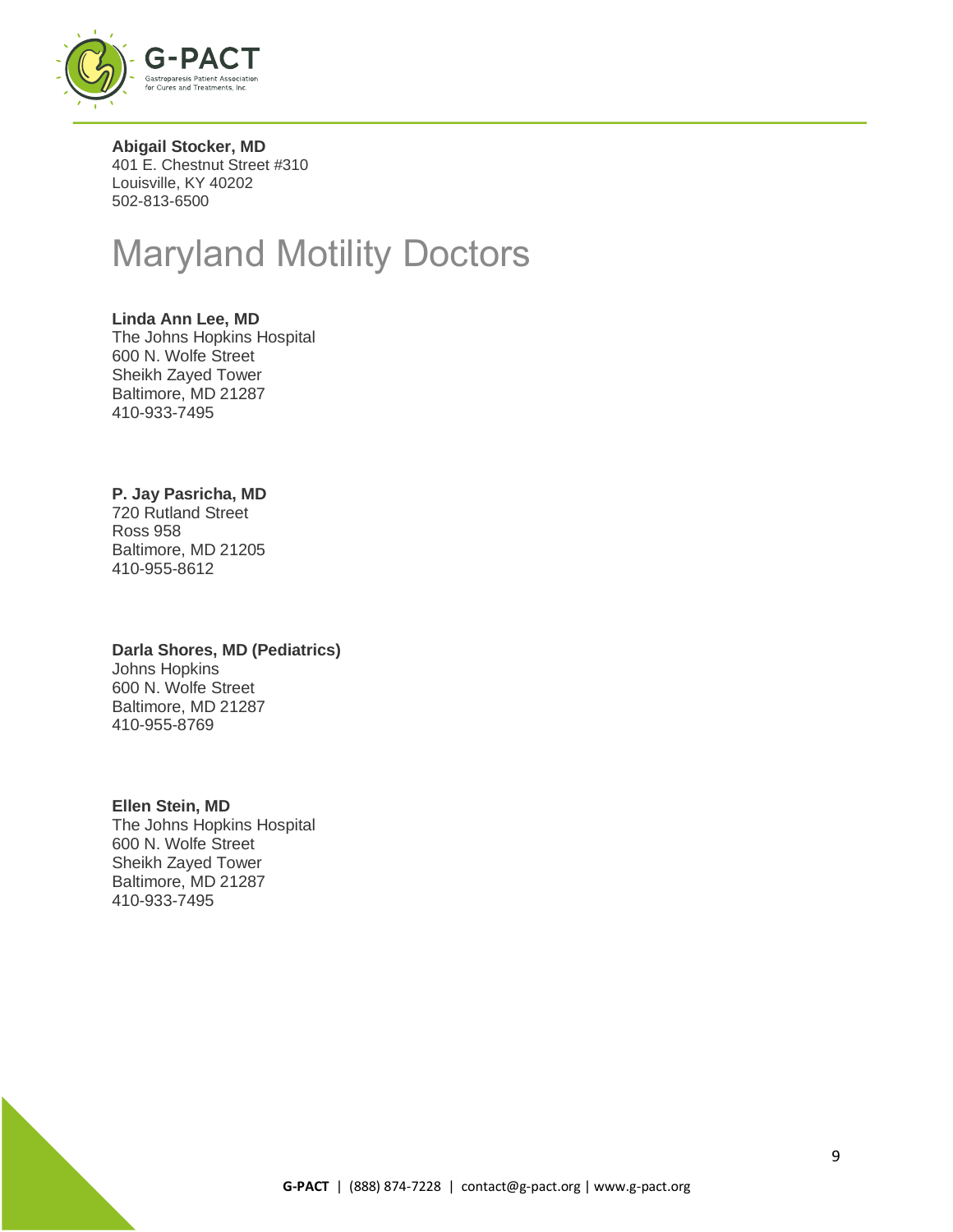**Abigail Stocker, MD**
401 E. Chestnut Street #310
Louisville, KY 40202
502-813-6500

# Maryland Motility Doctors

**Linda Ann Lee, MD**
The Johns Hopkins Hospital
600 N. Wolfe Street
Sheikh Zayed Tower
Baltimore, MD 21287
410-933-7495

**P. Jay Pasricha, MD**
720 Rutland Street
Ross 958
Baltimore, MD 21205
410-955-8612

**Darla Shores, MD (Pediatrics)**
Johns Hopkins
600 N. Wolfe Street
Baltimore, MD 21287
410-955-8769

**Ellen Stein, MD**
The Johns Hopkins Hospital
600 N. Wolfe Street
Sheikh Zayed Tower
Baltimore, MD 21287
410-933-7495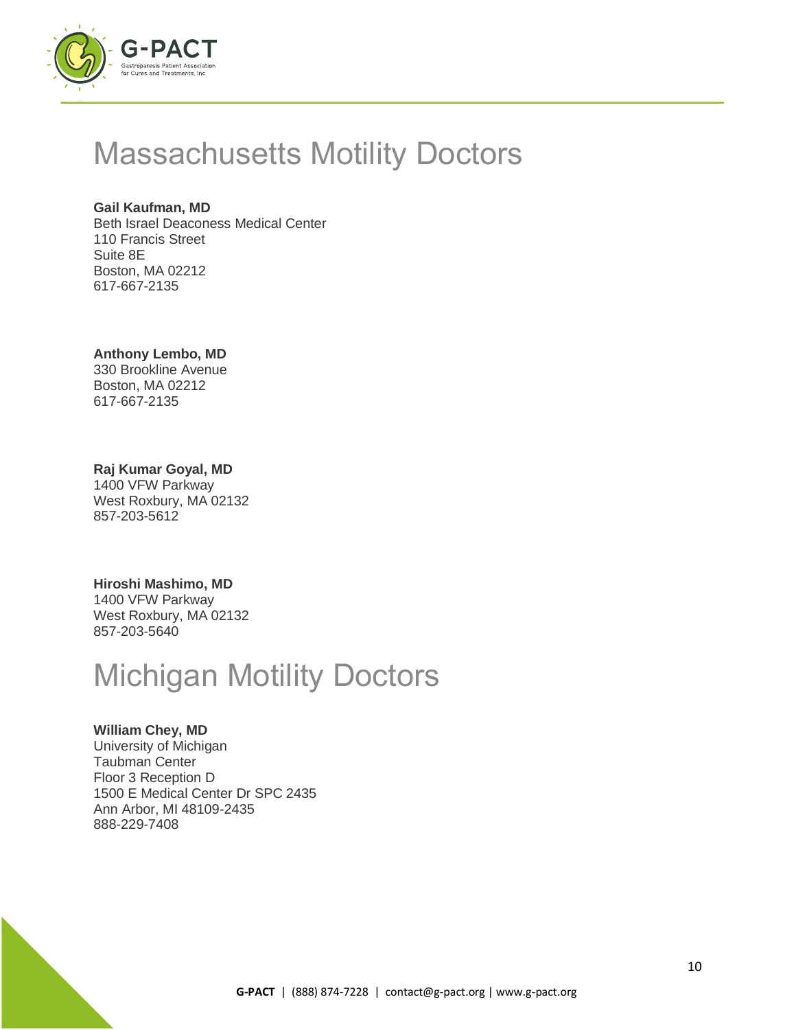# Massachusetts Motility Doctors

**Gail Kaufman, MD**
Beth Israel Deaconess Medical Center
110 Francis Street
Suite 8E
Boston, MA 02212
617-667-2135

**Anthony Lembo, MD**
330 Brookline Avenue
Boston, MA 02212
617-667-2135

**Raj Kumar Goyal, MD**
1400 VFW Parkway
West Roxbury, MA 02132
857-203-5612

**Hiroshi Mashimo, MD**
1400 VFW Parkway
West Roxbury, MA 02132
857-203-5640

# Michigan Motility Doctors

**William Chey, MD**
University of Michigan
Taubman Center
Floor 3 Reception D
1500 E Medical Center Dr SPC 2435
Ann Arbor, MI 48109-2435
888-229-7408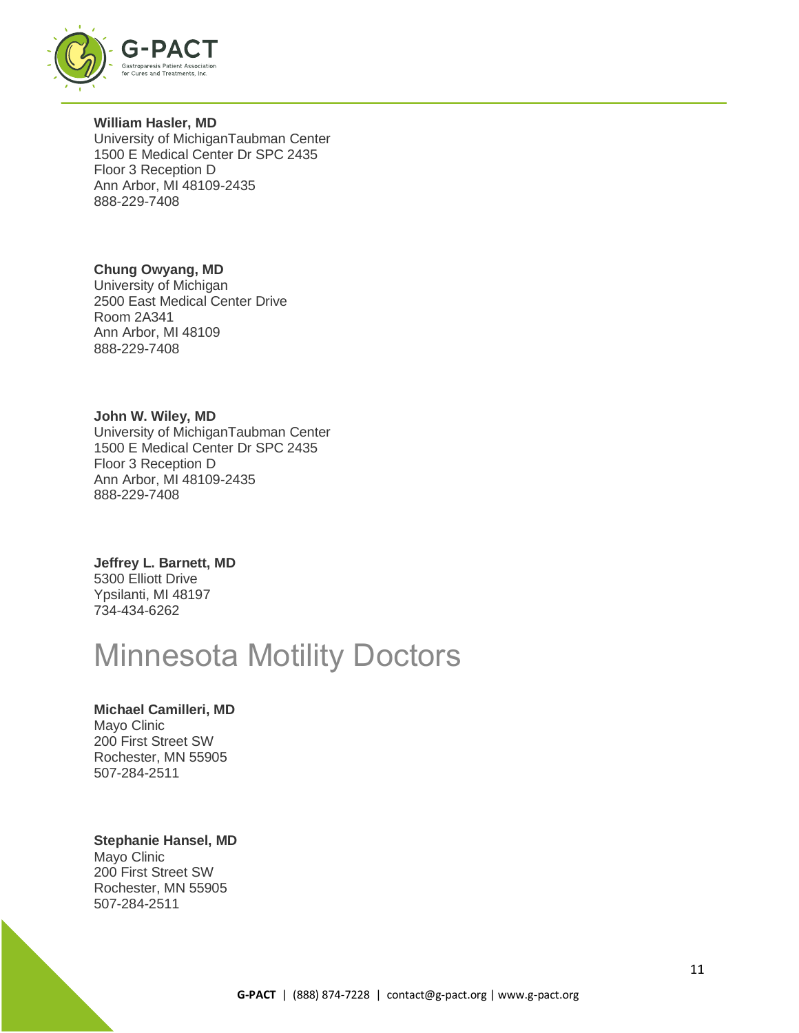**William Hasler, MD**
University of MichiganTaubman Center
1500 E Medical Center Dr SPC 2435
Floor 3 Reception D
Ann Arbor, MI 48109-2435
888-229-7408

**Chung Owyang, MD**
University of Michigan
2500 East Medical Center Drive
Room 2A341
Ann Arbor, MI 48109
888-229-7408

**John W. Wiley, MD**
University of MichiganTaubman Center
1500 E Medical Center Dr SPC 2435
Floor 3 Reception D
Ann Arbor, MI 48109-2435
888-229-7408

**Jeffrey L. Barnett, MD**
5300 Elliott Drive
Ypsilanti, MI 48197
734-434-6262

# Minnesota Motility Doctors

**Michael Camilleri, MD**
Mayo Clinic
200 First Street SW
Rochester, MN 55905
507-284-2511

**Stephanie Hansel, MD**
Mayo Clinic
200 First Street SW
Rochester, MN 55905
507-284-2511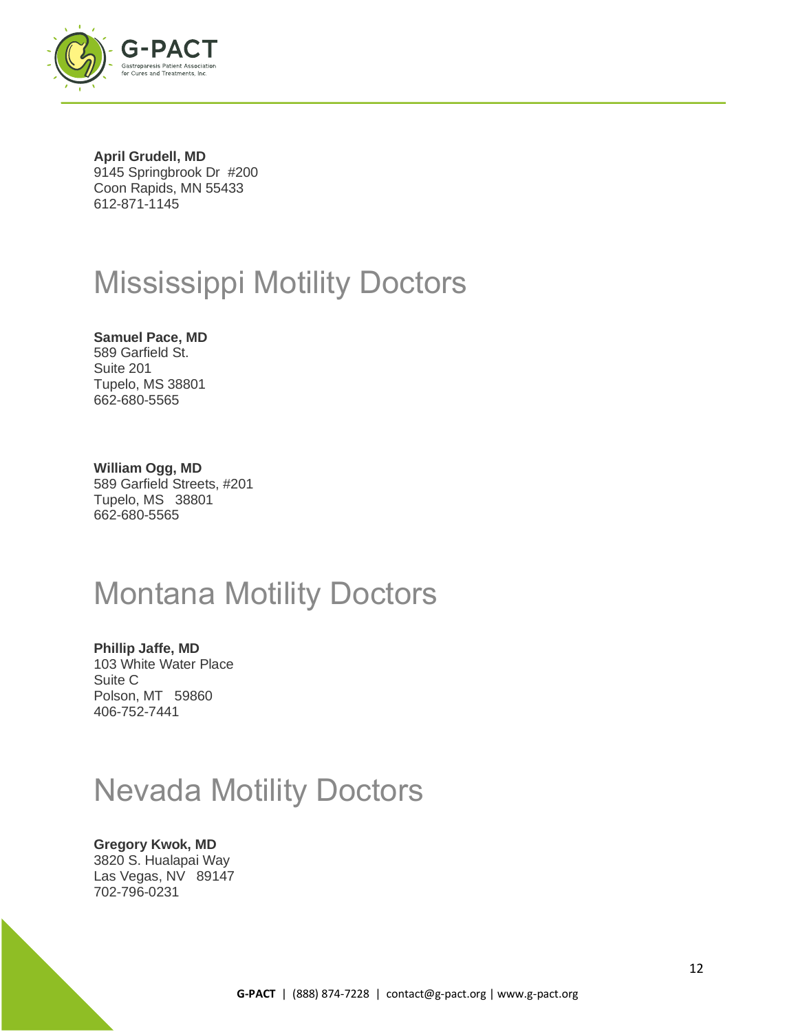**April Grudell, MD**
9145 Springbrook Dr #200
Coon Rapids, MN 55433
612-871-1145

# Mississippi Motility Doctors

**Samuel Pace, MD**
589 Garfield St.
Suite 201
Tupelo, MS 38801
662-680-5565

**William Ogg, MD**
589 Garfield Streets, #201
Tupelo, MS 38801
662-680-5565

# Montana Motility Doctors

**Phillip Jaffe, MD**
103 White Water Place
Suite C
Polson, MT 59860
406-752-7441

# Nevada Motility Doctors

**Gregory Kwok, MD**
3820 S. Hualapai Way
Las Vegas, NV 89147
702-796-0231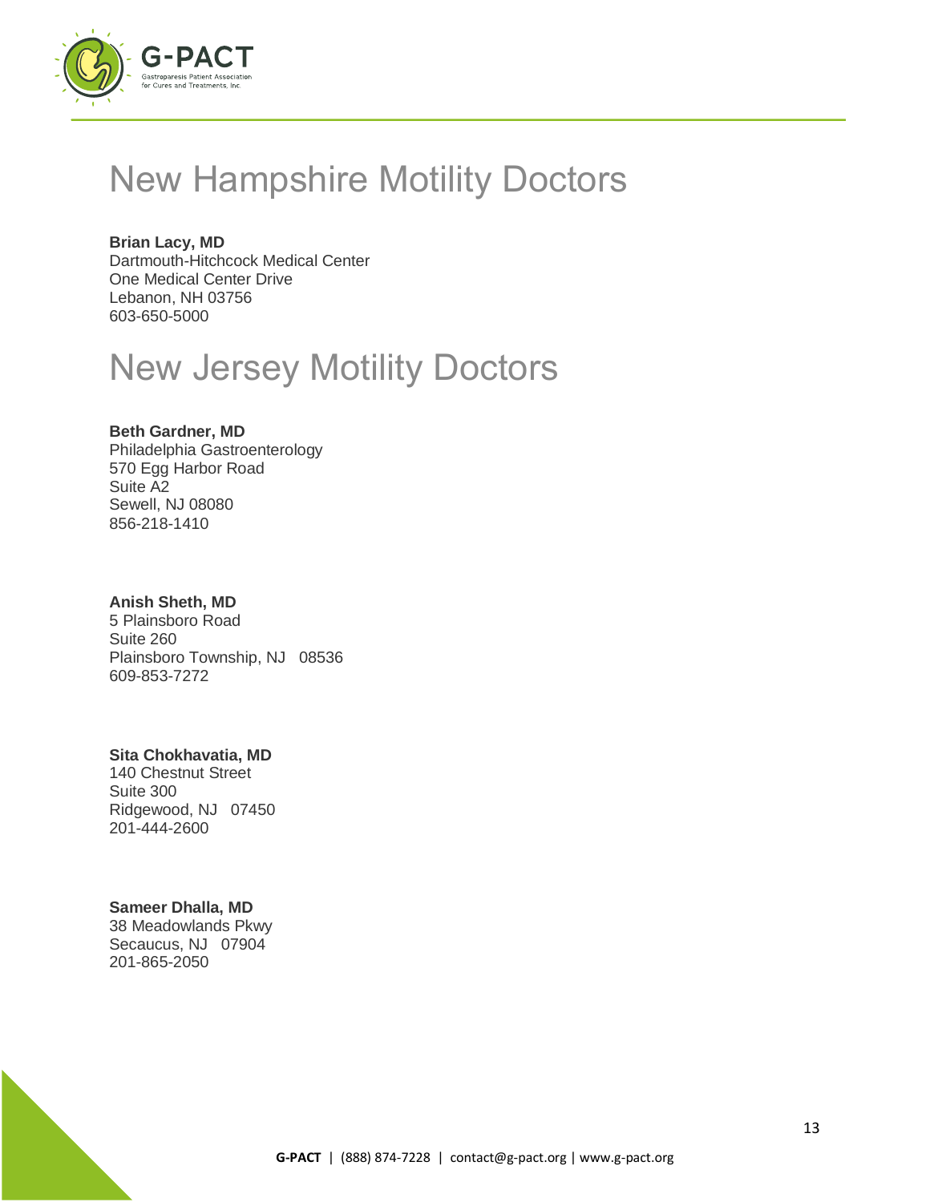# New Hampshire Motility Doctors

**Brian Lacy, MD**
Dartmouth-Hitchcock Medical Center
One Medical Center Drive
Lebanon, NH 03756
603-650-5000

# New Jersey Motility Doctors

**Beth Gardner, MD**
Philadelphia Gastroenterology
570 Egg Harbor Road
Suite A2
Sewell, NJ 08080
856-218-1410

**Anish Sheth, MD**
5 Plainsboro Road
Suite 260
Plainsboro Township, NJ 08536
609-853-7272

**Sita Chokhavatia, MD**
140 Chestnut Street
Suite 300
Ridgewood, NJ 07450
201-444-2600

**Sameer Dhalla, MD**
38 Meadowlands Pkwy
Secaucus, NJ 07904
201-865-2050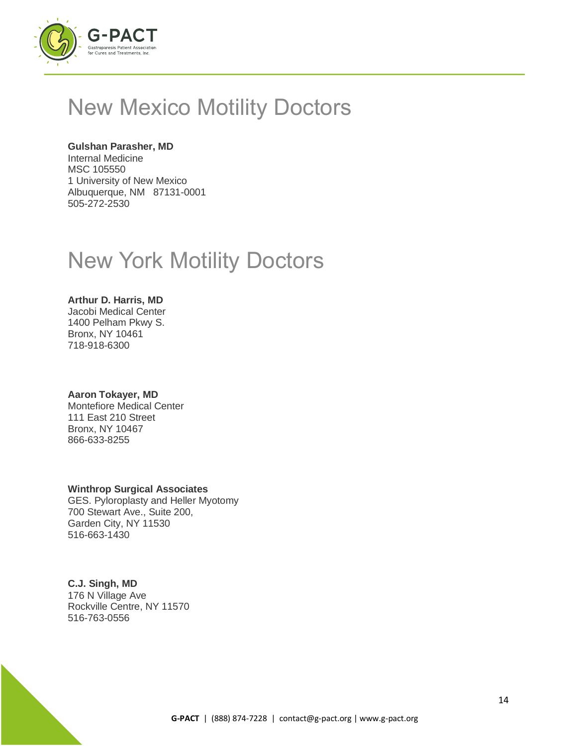# New Mexico Motility Doctors

**Gulshan Parasher, MD**
Internal Medicine
MSC 105550
1 University of New Mexico
Albuquerque, NM 87131-0001
505-272-2530

# New York Motility Doctors

**Arthur D. Harris, MD**
Jacobi Medical Center
1400 Pelham Pkwy S.
Bronx, NY 10461
718-918-6300

**Aaron Tokayer, MD**
Montefiore Medical Center
111 East 210 Street
Bronx, NY 10467
866-633-8255

**Winthrop Surgical Associates**
GES. Pyloroplasty and Heller Myotomy
700 Stewart Ave., Suite 200,
Garden City, NY 11530
516-663-1430

**C.J. Singh, MD**
176 N Village Ave
Rockville Centre, NY 11570
516-763-0556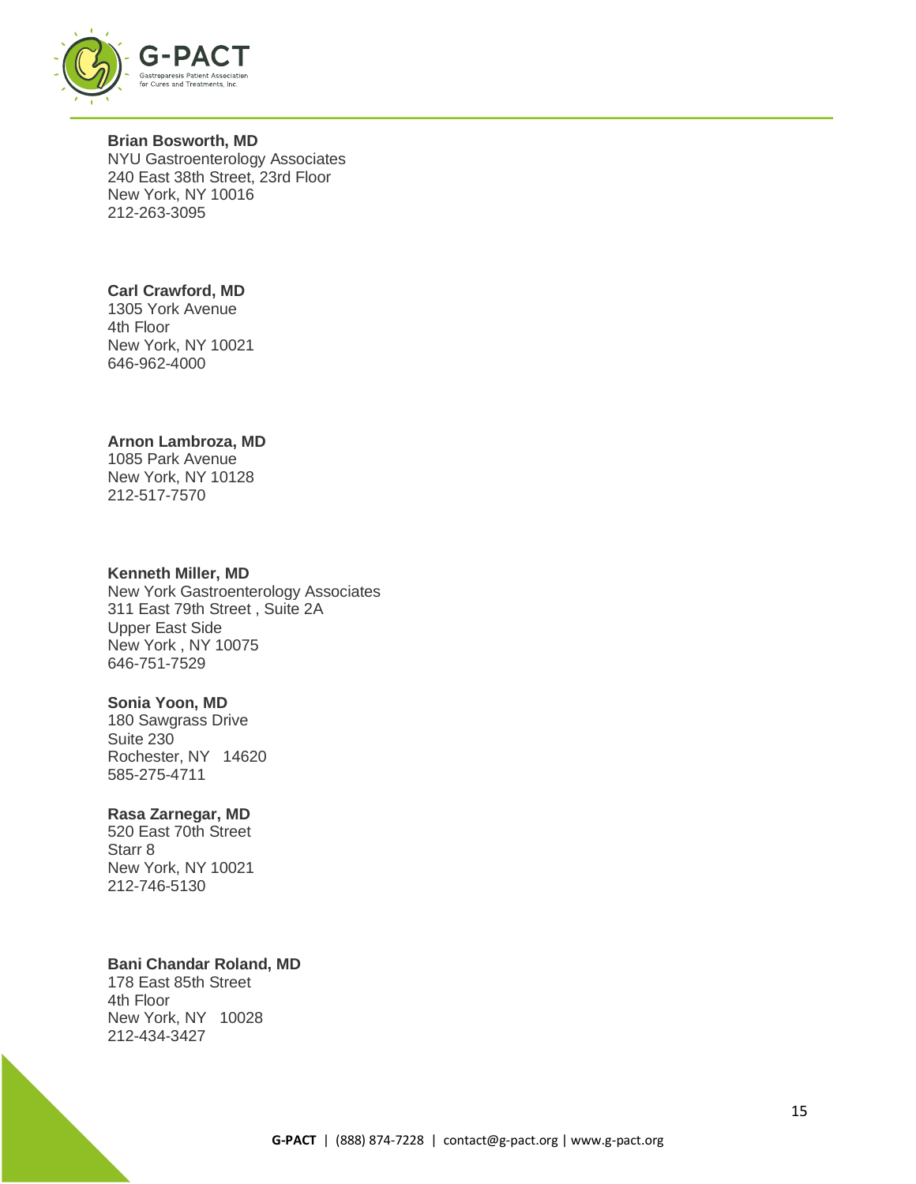**Brian Bosworth, MD**
NYU Gastroenterology Associates
240 East 38th Street, 23rd Floor
New York, NY 10016
212-263-3095

**Carl Crawford, MD**
1305 York Avenue
4th Floor
New York, NY 10021
646-962-4000

**Arnon Lambroza, MD**
1085 Park Avenue
New York, NY 10128
212-517-7570

**Kenneth Miller, MD**
New York Gastroenterology Associates
311 East 79th Street , Suite 2A
Upper East Side
New York , NY 10075
646-751-7529

**Sonia Yoon, MD**
180 Sawgrass Drive
Suite 230
Rochester, NY 14620
585-275-4711

**Rasa Zarnegar, MD**
520 East 70th Street
Starr 8
New York, NY 10021
212-746-5130

**Bani Chandar Roland, MD**
178 East 85th Street
4th Floor
New York, NY 10028
212-434-3427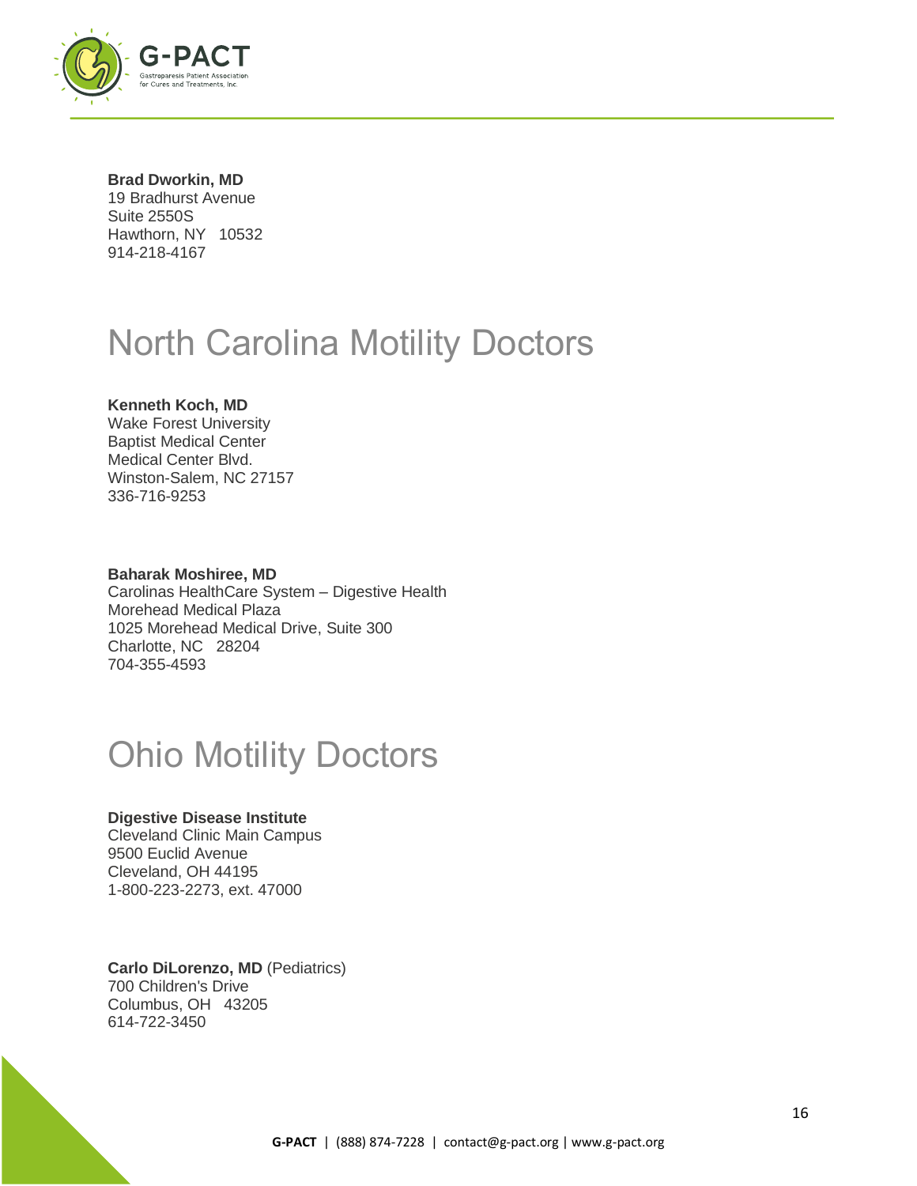**Brad Dworkin, MD**
19 Bradhurst Avenue
Suite 2550S
Hawthorn, NY 10532
914-218-4167

# North Carolina Motility Doctors

**Kenneth Koch, MD**
Wake Forest University
Baptist Medical Center
Medical Center Blvd.
Winston-Salem, NC 27157
336-716-9253

**Baharak Moshiree, MD**
Carolinas HealthCare System – Digestive Health
Morehead Medical Plaza
1025 Morehead Medical Drive, Suite 300
Charlotte, NC 28204
704-355-4593

# Ohio Motility Doctors

**Digestive Disease Institute**
Cleveland Clinic Main Campus
9500 Euclid Avenue
Cleveland, OH 44195
1-800-223-2273, ext. 47000

**Carlo DiLorenzo, MD** (Pediatrics)
700 Children's Drive
Columbus, OH 43205
614-722-3450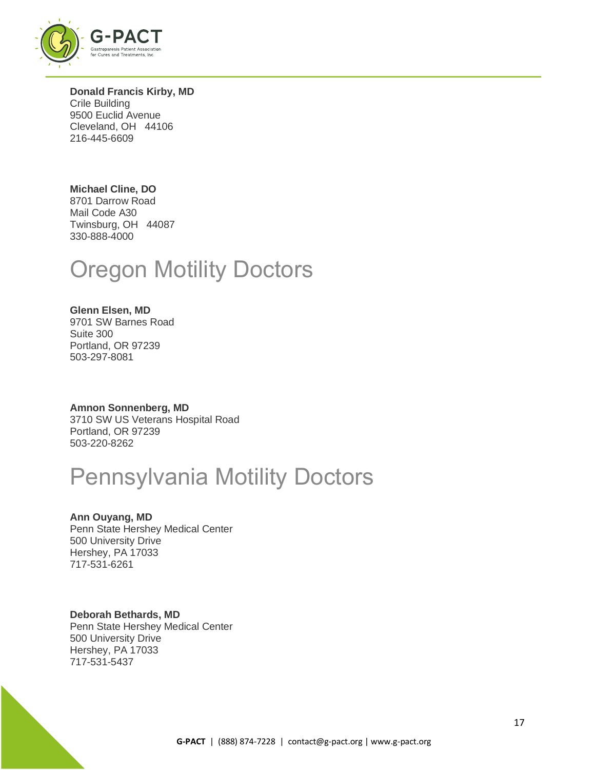**Donald Francis Kirby, MD**
Crile Building
9500 Euclid Avenue
Cleveland, OH 44106
216-445-6609

**Michael Cline, DO**
8701 Darrow Road
Mail Code A30
Twinsburg, OH 44087
330-888-4000

# Oregon Motility Doctors

**Glenn Elsen, MD**
9701 SW Barnes Road
Suite 300
Portland, OR 97239
503-297-8081

**Amnon Sonnenberg, MD**
3710 SW US Veterans Hospital Road
Portland, OR 97239
503-220-8262

# Pennsylvania Motility Doctors

**Ann Ouyang, MD**
Penn State Hershey Medical Center
500 University Drive
Hershey, PA 17033
717-531-6261

**Deborah Bethards, MD**
Penn State Hershey Medical Center
500 University Drive
Hershey, PA 17033
717-531-5437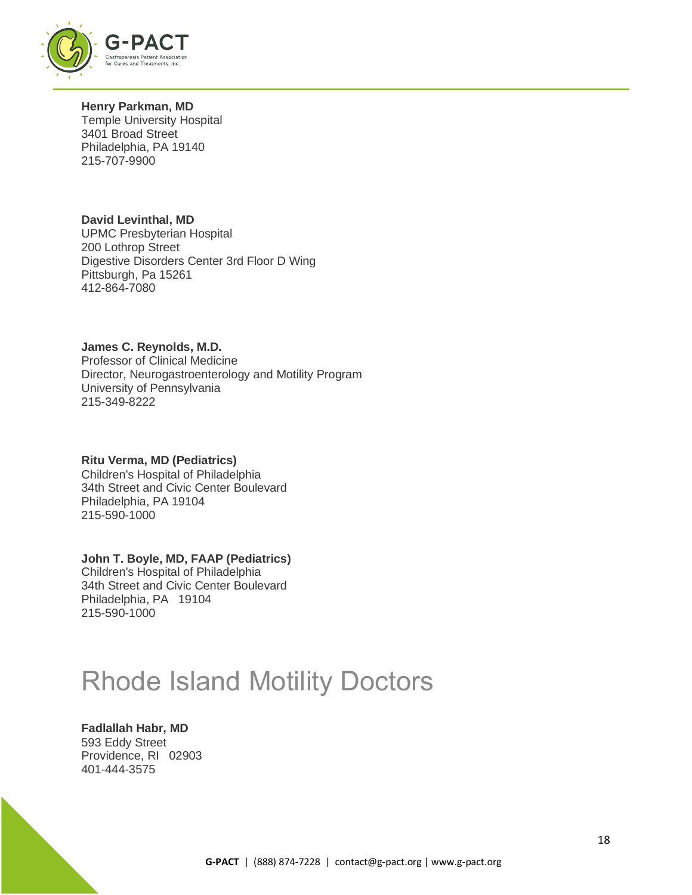**Henry Parkman, MD**
Temple University Hospital
3401 Broad Street
Philadelphia, PA 19140
215-707-9900

**David Levinthal, MD**
UPMC Presbyterian Hospital
200 Lothrop Street
Digestive Disorders Center 3rd Floor D Wing
Pittsburgh, Pa 15261
412-864-7080

**James C. Reynolds, M.D.**
Professor of Clinical Medicine
Director, Neurogastroenterology and Motility Program
University of Pennsylvania
215-349-8222

**Ritu Verma, MD (Pediatrics)**
Children's Hospital of Philadelphia
34th Street and Civic Center Boulevard
Philadelphia, PA 19104
215-590-1000

**John T. Boyle, MD, FAAP (Pediatrics)**
Children's Hospital of Philadelphia
34th Street and Civic Center Boulevard
Philadelphia, PA 19104
215-590-1000

# Rhode Island Motility Doctors

**Fadlallah Habr, MD**
593 Eddy Street
Providence, RI 02903
401-444-3575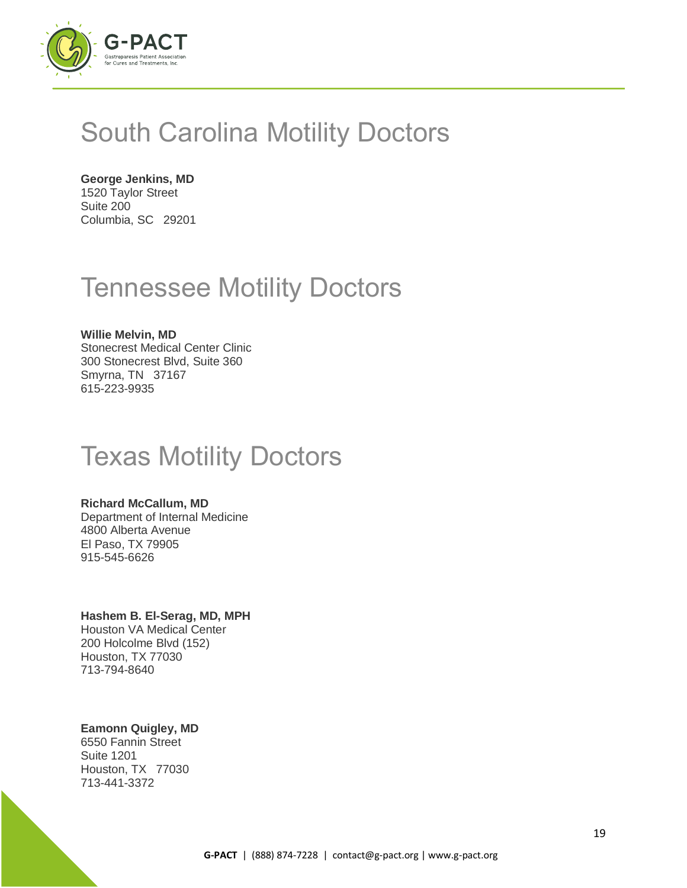# South Carolina Motility Doctors

**George Jenkins, MD**
1520 Taylor Street
Suite 200
Columbia, SC 29201

# Tennessee Motility Doctors

**Willie Melvin, MD**
Stonecrest Medical Center Clinic
300 Stonecrest Blvd, Suite 360
Smyrna, TN 37167
615-223-9935

# Texas Motility Doctors

**Richard McCallum, MD**
Department of Internal Medicine
4800 Alberta Avenue
El Paso, TX 79905
915-545-6626

**Hashem B. El-Serag, MD, MPH**
Houston VA Medical Center
200 Holcolme Blvd (152)
Houston, TX 77030
713-794-8640

**Eamonn Quigley, MD**
6550 Fannin Street
Suite 1201
Houston, TX 77030
713-441-3372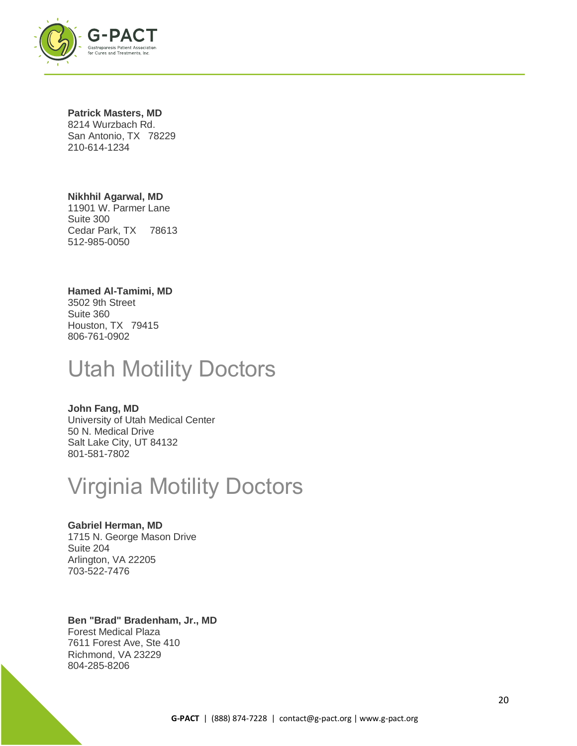**Patrick Masters, MD**
8214 Wurzbach Rd.
San Antonio, TX 78229
210-614-1234

**Nikhhil Agarwal, MD**
11901 W. Parmer Lane
Suite 300
Cedar Park, TX 78613
512-985-0050

**Hamed Al-Tamimi, MD**
3502 9th Street
Suite 360
Houston, TX 79415
806-761-0902

# Utah Motility Doctors

**John Fang, MD**
University of Utah Medical Center
50 N. Medical Drive
Salt Lake City, UT 84132
801-581-7802

# Virginia Motility Doctors

**Gabriel Herman, MD**
1715 N. George Mason Drive
Suite 204
Arlington, VA 22205
703-522-7476

**Ben "Brad" Bradenham, Jr., MD**
Forest Medical Plaza
7611 Forest Ave, Ste 410
Richmond, VA 23229
804-285-8206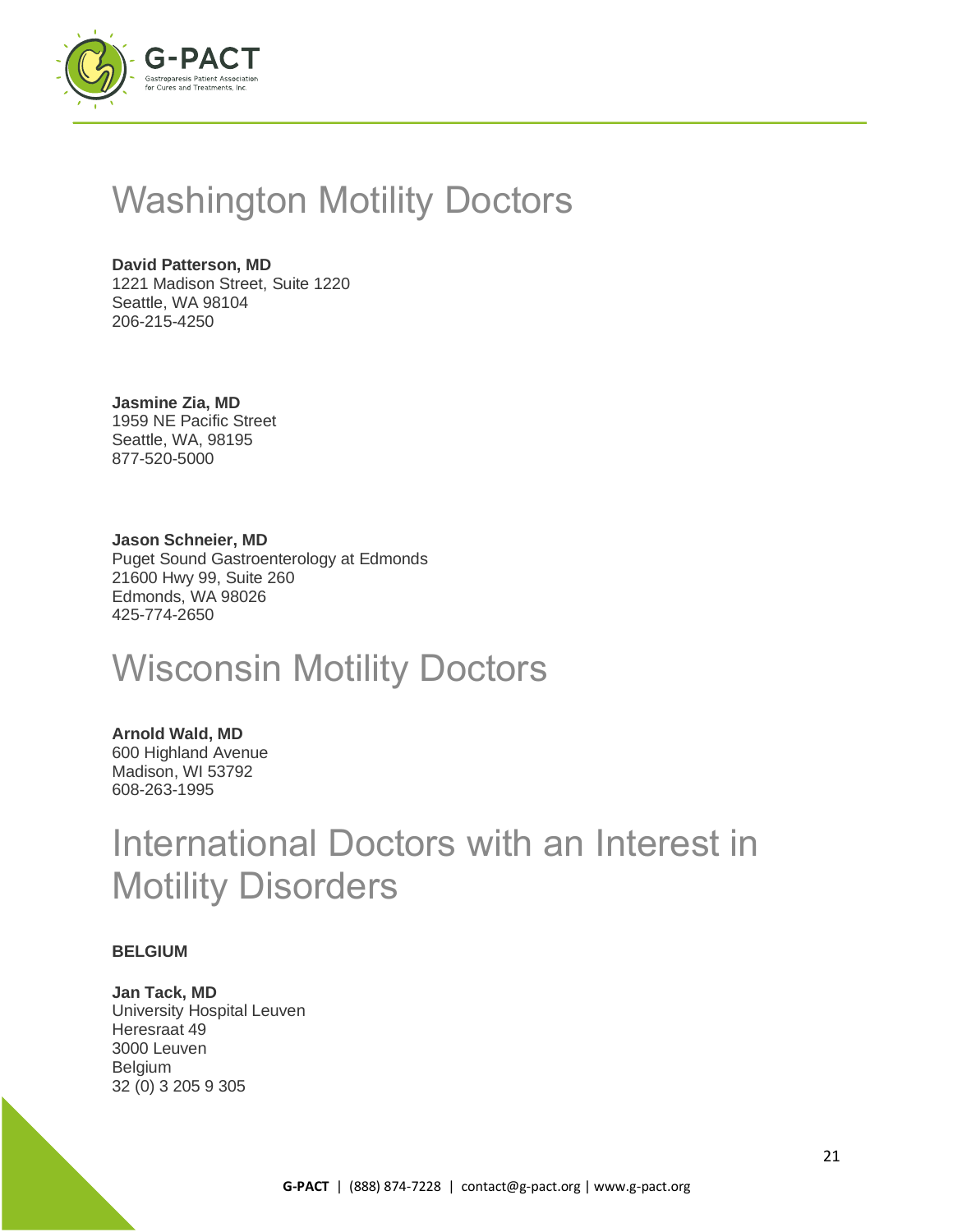# Washington Motility Doctors

**David Patterson, MD**
1221 Madison Street, Suite 1220
Seattle, WA 98104
206-215-4250

**Jasmine Zia, MD**
1959 NE Pacific Street
Seattle, WA, 98195
877-520-5000

**Jason Schneier, MD**
Puget Sound Gastroenterology at Edmonds
21600 Hwy 99, Suite 260
Edmonds, WA 98026
425-774-2650

# Wisconsin Motility Doctors

**Arnold Wald, MD**
600 Highland Avenue
Madison, WI 53792
608-263-1995

# International Doctors with an Interest in Motility Disorders

**BELGIUM**

**Jan Tack, MD**
University Hospital Leuven
Heresraat 49
3000 Leuven
Belgium
32 (0) 3 205 9 305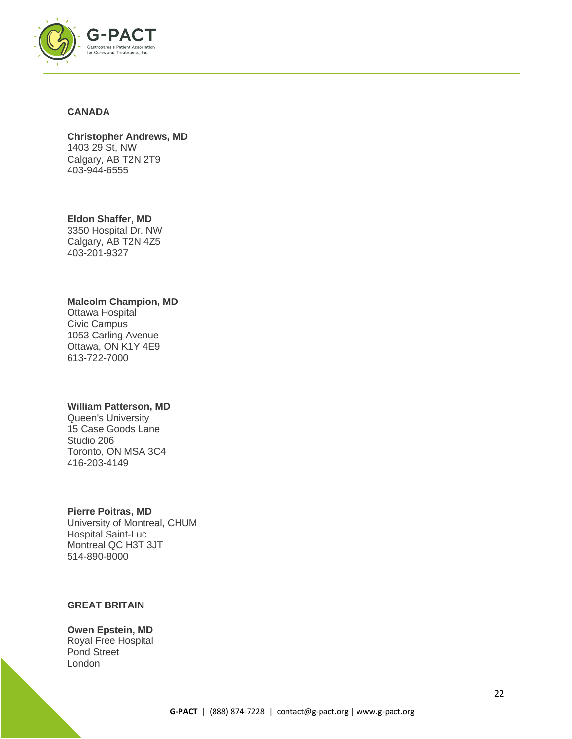## CANADA

**Christopher Andrews, MD**
1403 29 St, NW
Calgary, AB T2N 2T9
403-944-6555

**Eldon Shaffer, MD**
3350 Hospital Dr. NW
Calgary, AB T2N 4Z5
403-201-9327

**Malcolm Champion, MD**
Ottawa Hospital
Civic Campus
1053 Carling Avenue
Ottawa, ON K1Y 4E9
613-722-7000

**William Patterson, MD**
Queen's University
15 Case Goods Lane
Studio 206
Toronto, ON MSA 3C4
416-203-4149

**Pierre Poitras, MD**
University of Montreal, CHUM
Hospital Saint-Luc
Montreal QC H3T 3JT
514-890-8000

## GREAT BRITAIN

**Owen Epstein, MD**
Royal Free Hospital
Pond Street
London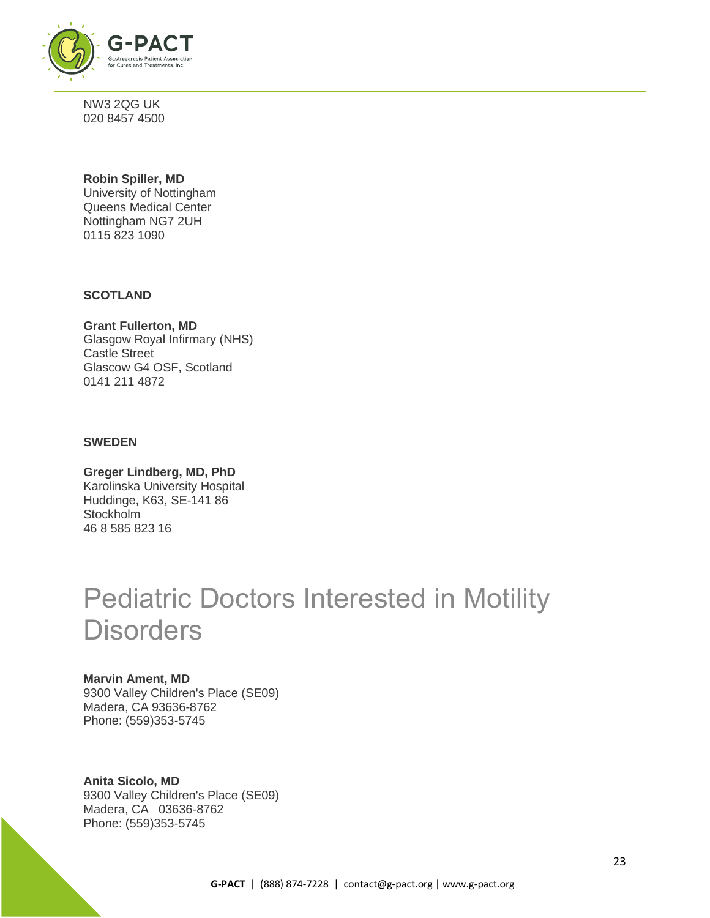NW3 2QG UK
020 8457 4500

**Robin Spiller, MD**
University of Nottingham
Queens Medical Center
Nottingham NG7 2UH
0115 823 1090

**SCOTLAND**

**Grant Fullerton, MD**
Glasgow Royal Infirmary (NHS)
Castle Street
Glascow G4 OSF, Scotland
0141 211 4872

**SWEDEN**

**Greger Lindberg, MD, PhD**
Karolinska University Hospital
Huddinge, K63, SE-141 86
Stockholm
46 8 585 823 16

# Pediatric Doctors Interested in Motility Disorders

**Marvin Ament, MD**
9300 Valley Children's Place (SE09)
Madera, CA 93636-8762
Phone: (559)353-5745

**Anita Sicolo, MD**
9300 Valley Children's Place (SE09)
Madera, CA 03636-8762
Phone: (559)353-5745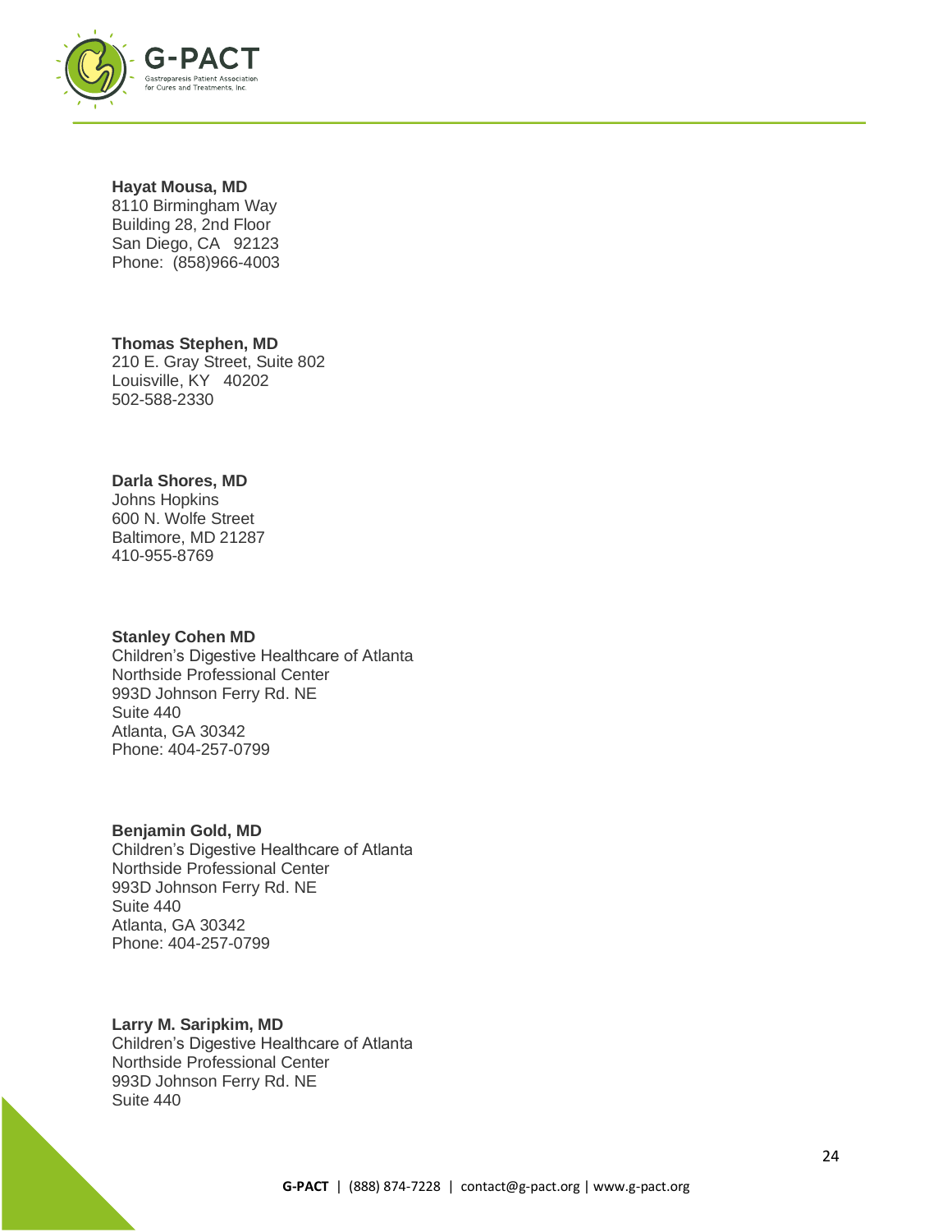**Hayat Mousa, MD**
8110 Birmingham Way
Building 28, 2nd Floor
San Diego, CA   92123
Phone:  (858)966-4003

**Thomas Stephen, MD**
210 E. Gray Street, Suite 802
Louisville, KY   40202
502-588-2330

**Darla Shores, MD**
Johns Hopkins
600 N. Wolfe Street
Baltimore, MD 21287
410-955-8769

**Stanley Cohen MD**
Children's Digestive Healthcare of Atlanta
Northside Professional Center
993D Johnson Ferry Rd. NE
Suite 440
Atlanta, GA 30342
Phone: 404-257-0799

**Benjamin Gold, MD**
Children's Digestive Healthcare of Atlanta
Northside Professional Center
993D Johnson Ferry Rd. NE
Suite 440
Atlanta, GA 30342
Phone: 404-257-0799

**Larry M. Saripkim, MD**
Children's Digestive Healthcare of Atlanta
Northside Professional Center
993D Johnson Ferry Rd. NE
Suite 440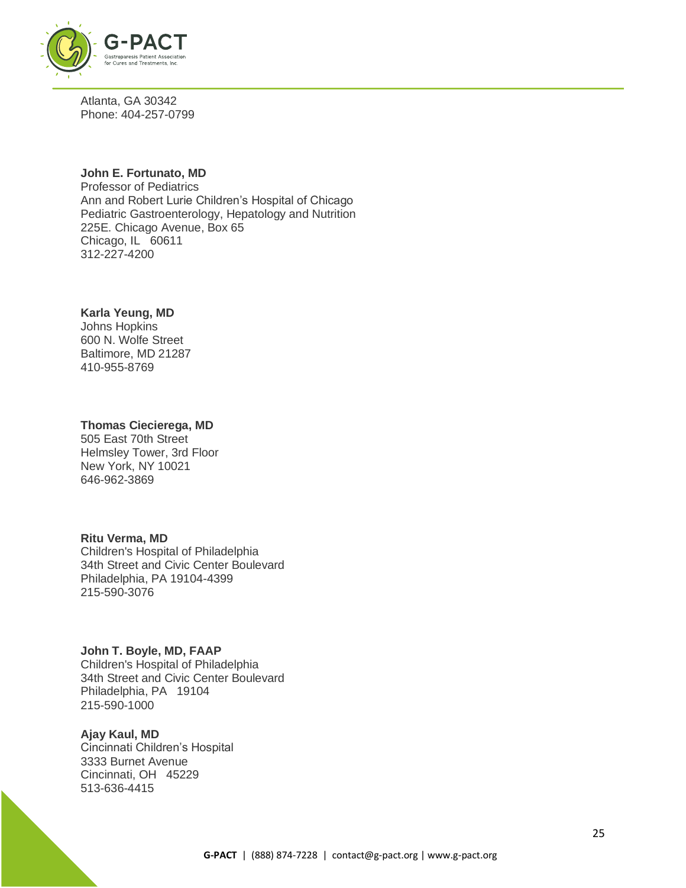Atlanta, GA 30342
Phone: 404-257-0799

**John E. Fortunato, MD**
Professor of Pediatrics
Ann and Robert Lurie Children's Hospital of Chicago
Pediatric Gastroenterology, Hepatology and Nutrition
225E. Chicago Avenue, Box 65
Chicago, IL 60611
312-227-4200

**Karla Yeung, MD**
Johns Hopkins
600 N. Wolfe Street
Baltimore, MD 21287
410-955-8769

**Thomas Ciecierega, MD**
505 East 70th Street
Helmsley Tower, 3rd Floor
New York, NY 10021
646-962-3869

**Ritu Verma, MD**
Children's Hospital of Philadelphia
34th Street and Civic Center Boulevard
Philadelphia, PA 19104-4399
215-590-3076

**John T. Boyle, MD, FAAP**
Children's Hospital of Philadelphia
34th Street and Civic Center Boulevard
Philadelphia, PA 19104
215-590-1000

**Ajay Kaul, MD**
Cincinnati Children's Hospital
3333 Burnet Avenue
Cincinnati, OH 45229
513-636-4415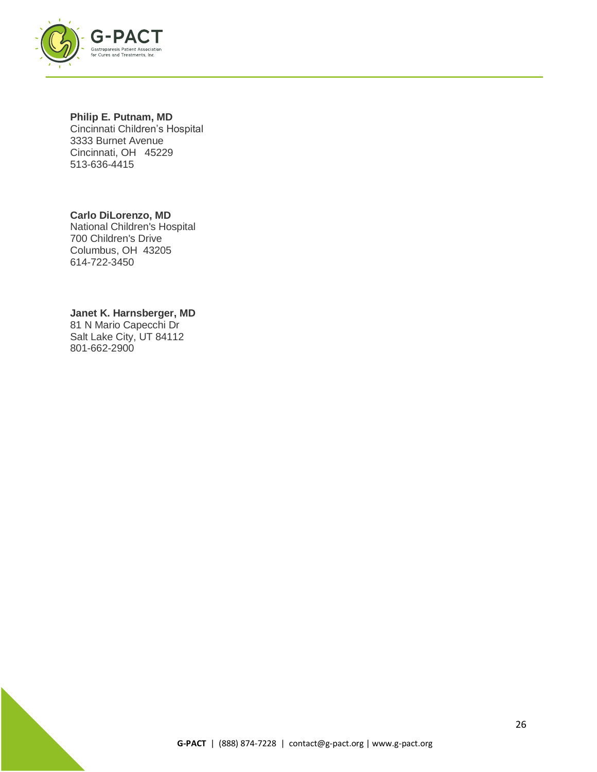**Philip E. Putnam, MD**
Cincinnati Children's Hospital
3333 Burnet Avenue
Cincinnati, OH 45229
513-636-4415

**Carlo DiLorenzo, MD**
National Children's Hospital
700 Children's Drive
Columbus, OH 43205
614-722-3450

**Janet K. Harnsberger, MD**
81 N Mario Capecchi Dr
Salt Lake City, UT 84112
801-662-2900